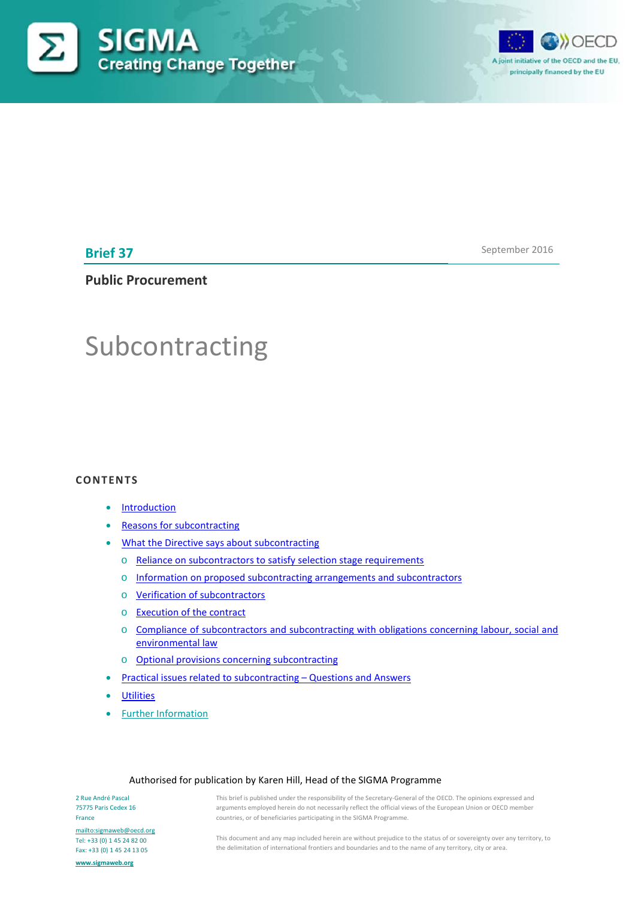SIGMA

Creating Change Together

A joint initiative of the OECD and the EU, principally financed by the EU

**Brief 37**

September 2016

**Public Procurement**

# Subcontracting

**CONTENTS**

- Introduction
- Reasons for subcontracting
- What the Directive says about subcontracting
  - Reliance on subcontractors to satisfy selection stage requirements
  - Information on proposed subcontracting arrangements and subcontractors
  - Verification of subcontractors
  - Execution of the contract
  - Compliance of subcontractors and subcontracting with obligations concerning labour, social and environmental law
  - Optional provisions concerning subcontracting
- Practical issues related to subcontracting – Questions and Answers
- Utilities
- Further Information

Authorised for publication by Karen Hill, Head of the SIGMA Programme

2 Rue André Pascal
75775 Paris Cedex 16
France

mailto:sigmaweb@oecd.org
Tel: +33 (0) 1 45 24 82 00
Fax: +33 (0) 1 45 24 13 05

www.sigmaweb.org

This brief is published under the responsibility of the Secretary-General of the OECD. The opinions expressed and arguments employed herein do not necessarily reflect the official views of the European Union or OECD member countries, or of beneficiaries participating in the SIGMA Programme.

This document and any map included herein are without prejudice to the status of or sovereignty over any territory, to the delimitation of international frontiers and boundaries and to the name of any territory, city or area.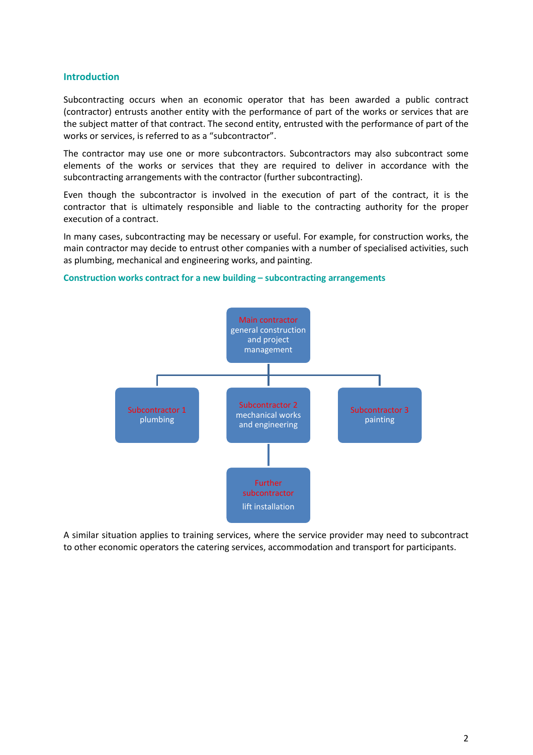## Introduction

Subcontracting occurs when an economic operator that has been awarded a public contract (contractor) entrusts another entity with the performance of part of the works or services that are the subject matter of that contract. The second entity, entrusted with the performance of part of the works or services, is referred to as a "subcontractor".

The contractor may use one or more subcontractors. Subcontractors may also subcontract some elements of the works or services that they are required to deliver in accordance with the subcontracting arrangements with the contractor (further subcontracting).

Even though the subcontractor is involved in the execution of part of the contract, it is the contractor that is ultimately responsible and liable to the contracting authority for the proper execution of a contract.

In many cases, subcontracting may be necessary or useful. For example, for construction works, the main contractor may decide to entrust other companies with a number of specialised activities, such as plumbing, mechanical and engineering works, and painting.

### Construction works contract for a new building – subcontracting arrangements

- **Main contractor** – general construction and project management
  - **Subcontractor 1** – plumbing
  - **Subcontractor 2** – mechanical works and engineering
    - **Further subcontractor** – lift installation
  - **Subcontractor 3** – painting

A similar situation applies to training services, where the service provider may need to subcontract to other economic operators the catering services, accommodation and transport for participants.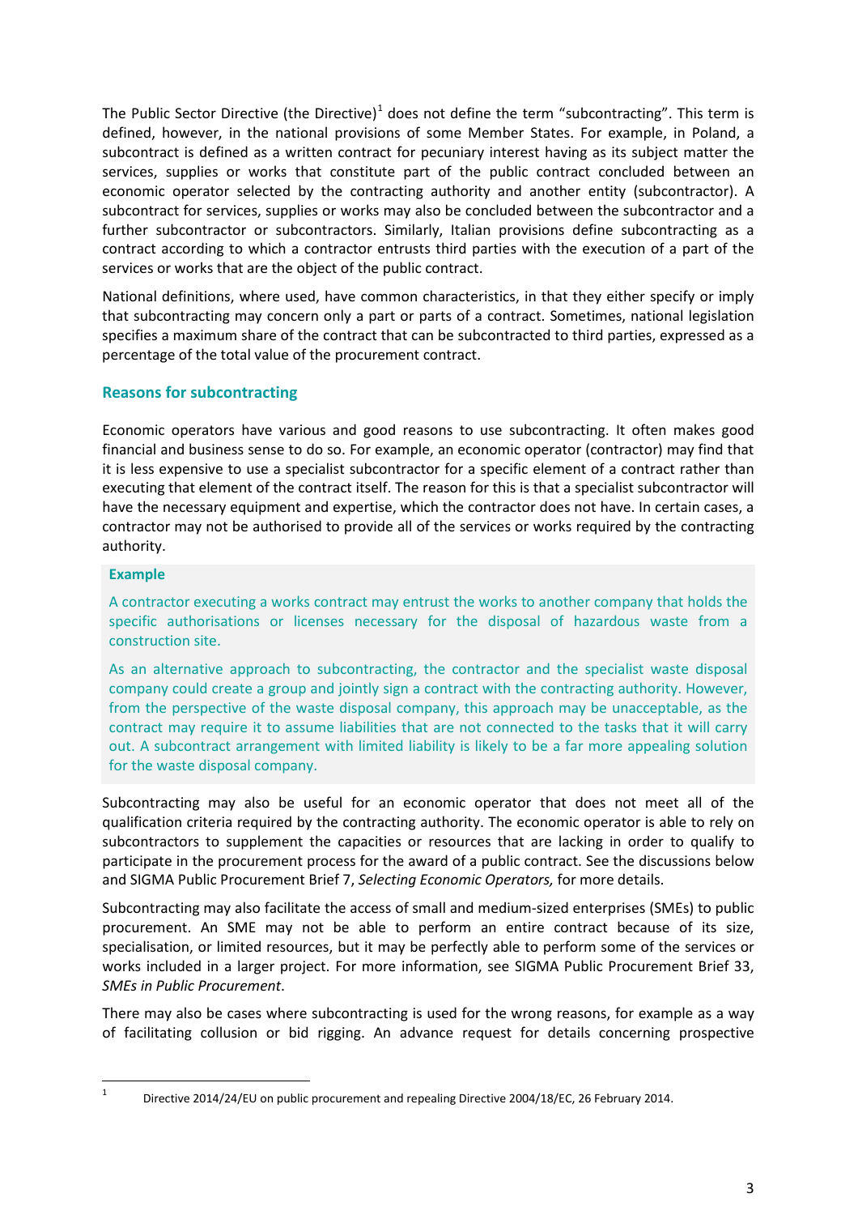The Public Sector Directive (the Directive)[1] does not define the term "subcontracting". This term is defined, however, in the national provisions of some Member States. For example, in Poland, a subcontract is defined as a written contract for pecuniary interest having as its subject matter the services, supplies or works that constitute part of the public contract concluded between an economic operator selected by the contracting authority and another entity (subcontractor). A subcontract for services, supplies or works may also be concluded between the subcontractor and a further subcontractor or subcontractors. Similarly, Italian provisions define subcontracting as a contract according to which a contractor entrusts third parties with the execution of a part of the services or works that are the object of the public contract.

National definitions, where used, have common characteristics, in that they either specify or imply that subcontracting may concern only a part or parts of a contract. Sometimes, national legislation specifies a maximum share of the contract that can be subcontracted to third parties, expressed as a percentage of the total value of the procurement contract.

## Reasons for subcontracting

Economic operators have various and good reasons to use subcontracting. It often makes good financial and business sense to do so. For example, an economic operator (contractor) may find that it is less expensive to use a specialist subcontractor for a specific element of a contract rather than executing that element of the contract itself. The reason for this is that a specialist subcontractor will have the necessary equipment and expertise, which the contractor does not have. In certain cases, a contractor may not be authorised to provide all of the services or works required by the contracting authority.

> **Example**
>
> A contractor executing a works contract may entrust the works to another company that holds the specific authorisations or licenses necessary for the disposal of hazardous waste from a construction site.
>
> As an alternative approach to subcontracting, the contractor and the specialist waste disposal company could create a group and jointly sign a contract with the contracting authority. However, from the perspective of the waste disposal company, this approach may be unacceptable, as the contract may require it to assume liabilities that are not connected to the tasks that it will carry out. A subcontract arrangement with limited liability is likely to be a far more appealing solution for the waste disposal company.

Subcontracting may also be useful for an economic operator that does not meet all of the qualification criteria required by the contracting authority. The economic operator is able to rely on subcontractors to supplement the capacities or resources that are lacking in order to qualify to participate in the procurement process for the award of a public contract. See the discussions below and SIGMA Public Procurement Brief 7, *Selecting Economic Operators,* for more details.

Subcontracting may also facilitate the access of small and medium-sized enterprises (SMEs) to public procurement. An SME may not be able to perform an entire contract because of its size, specialisation, or limited resources, but it may be perfectly able to perform some of the services or works included in a larger project. For more information, see SIGMA Public Procurement Brief 33, *SMEs in Public Procurement*.

There may also be cases where subcontracting is used for the wrong reasons, for example as a way of facilitating collusion or bid rigging. An advance request for details concerning prospective

---

[1] Directive 2014/24/EU on public procurement and repealing Directive 2004/18/EC, 26 February 2014.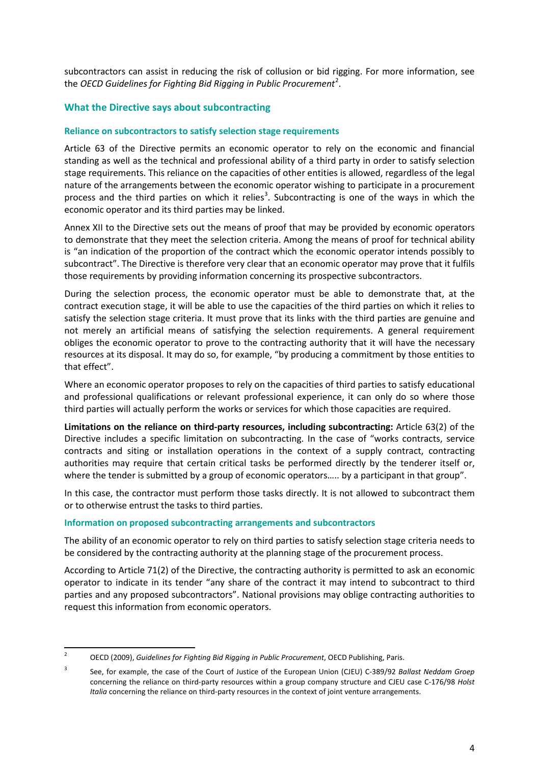subcontractors can assist in reducing the risk of collusion or bid rigging. For more information, see the *OECD Guidelines for Fighting Bid Rigging in Public Procurement*[2].

## What the Directive says about subcontracting

### Reliance on subcontractors to satisfy selection stage requirements

Article 63 of the Directive permits an economic operator to rely on the economic and financial standing as well as the technical and professional ability of a third party in order to satisfy selection stage requirements. This reliance on the capacities of other entities is allowed, regardless of the legal nature of the arrangements between the economic operator wishing to participate in a procurement process and the third parties on which it relies[3]. Subcontracting is one of the ways in which the economic operator and its third parties may be linked.

Annex XII to the Directive sets out the means of proof that may be provided by economic operators to demonstrate that they meet the selection criteria. Among the means of proof for technical ability is "an indication of the proportion of the contract which the economic operator intends possibly to subcontract". The Directive is therefore very clear that an economic operator may prove that it fulfils those requirements by providing information concerning its prospective subcontractors.

During the selection process, the economic operator must be able to demonstrate that, at the contract execution stage, it will be able to use the capacities of the third parties on which it relies to satisfy the selection stage criteria. It must prove that its links with the third parties are genuine and not merely an artificial means of satisfying the selection requirements. A general requirement obliges the economic operator to prove to the contracting authority that it will have the necessary resources at its disposal. It may do so, for example, "by producing a commitment by those entities to that effect".

Where an economic operator proposes to rely on the capacities of third parties to satisfy educational and professional qualifications or relevant professional experience, it can only do so where those third parties will actually perform the works or services for which those capacities are required.

**Limitations on the reliance on third-party resources, including subcontracting:** Article 63(2) of the Directive includes a specific limitation on subcontracting. In the case of "works contracts, service contracts and siting or installation operations in the context of a supply contract, contracting authorities may require that certain critical tasks be performed directly by the tenderer itself or, where the tender is submitted by a group of economic operators….. by a participant in that group".

In this case, the contractor must perform those tasks directly. It is not allowed to subcontract them or to otherwise entrust the tasks to third parties.

### Information on proposed subcontracting arrangements and subcontractors

The ability of an economic operator to rely on third parties to satisfy selection stage criteria needs to be considered by the contracting authority at the planning stage of the procurement process.

According to Article 71(2) of the Directive, the contracting authority is permitted to ask an economic operator to indicate in its tender "any share of the contract it may intend to subcontract to third parties and any proposed subcontractors". National provisions may oblige contracting authorities to request this information from economic operators.

---

[2] OECD (2009), *Guidelines for Fighting Bid Rigging in Public Procurement*, OECD Publishing, Paris.

[3] See, for example, the case of the Court of Justice of the European Union (CJEU) C-389/92 *Ballast Neddam Groep* concerning the reliance on third-party resources within a group company structure and CJEU case C-176/98 *Holst Italia* concerning the reliance on third-party resources in the context of joint venture arrangements.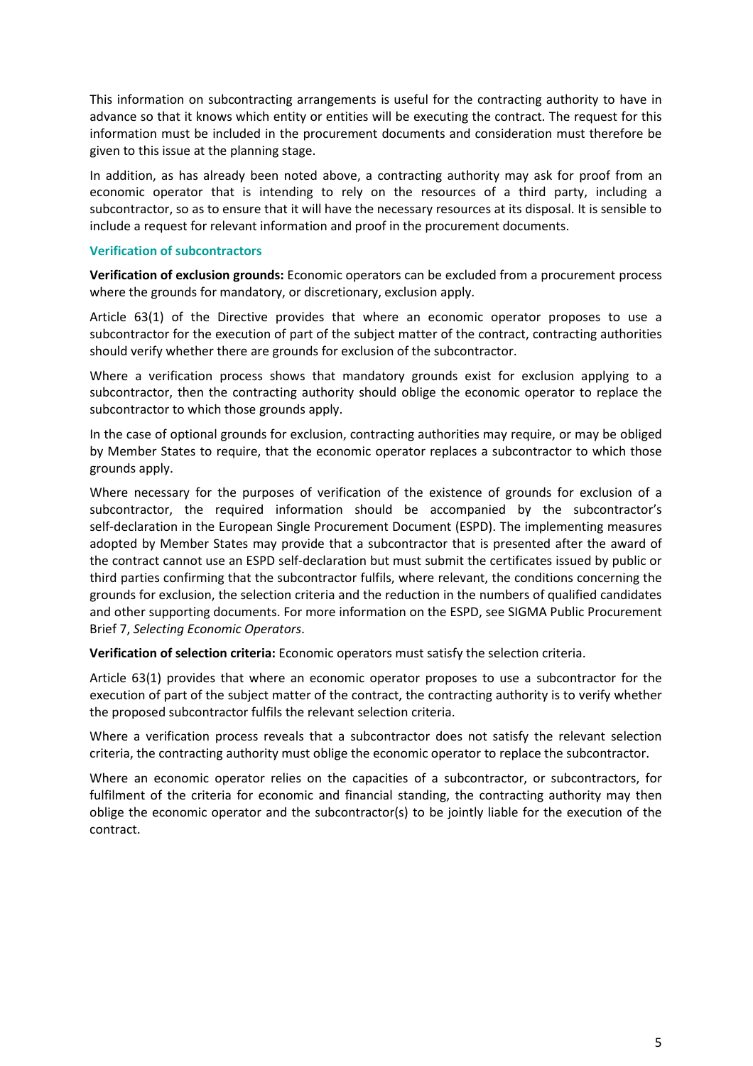This information on subcontracting arrangements is useful for the contracting authority to have in advance so that it knows which entity or entities will be executing the contract. The request for this information must be included in the procurement documents and consideration must therefore be given to this issue at the planning stage.

In addition, as has already been noted above, a contracting authority may ask for proof from an economic operator that is intending to rely on the resources of a third party, including a subcontractor, so as to ensure that it will have the necessary resources at its disposal. It is sensible to include a request for relevant information and proof in the procurement documents.

### Verification of subcontractors

**Verification of exclusion grounds:** Economic operators can be excluded from a procurement process where the grounds for mandatory, or discretionary, exclusion apply.

Article 63(1) of the Directive provides that where an economic operator proposes to use a subcontractor for the execution of part of the subject matter of the contract, contracting authorities should verify whether there are grounds for exclusion of the subcontractor.

Where a verification process shows that mandatory grounds exist for exclusion applying to a subcontractor, then the contracting authority should oblige the economic operator to replace the subcontractor to which those grounds apply.

In the case of optional grounds for exclusion, contracting authorities may require, or may be obliged by Member States to require, that the economic operator replaces a subcontractor to which those grounds apply.

Where necessary for the purposes of verification of the existence of grounds for exclusion of a subcontractor, the required information should be accompanied by the subcontractor's self-declaration in the European Single Procurement Document (ESPD). The implementing measures adopted by Member States may provide that a subcontractor that is presented after the award of the contract cannot use an ESPD self-declaration but must submit the certificates issued by public or third parties confirming that the subcontractor fulfils, where relevant, the conditions concerning the grounds for exclusion, the selection criteria and the reduction in the numbers of qualified candidates and other supporting documents. For more information on the ESPD, see SIGMA Public Procurement Brief 7, *Selecting Economic Operators*.

**Verification of selection criteria:** Economic operators must satisfy the selection criteria.

Article 63(1) provides that where an economic operator proposes to use a subcontractor for the execution of part of the subject matter of the contract, the contracting authority is to verify whether the proposed subcontractor fulfils the relevant selection criteria.

Where a verification process reveals that a subcontractor does not satisfy the relevant selection criteria, the contracting authority must oblige the economic operator to replace the subcontractor.

Where an economic operator relies on the capacities of a subcontractor, or subcontractors, for fulfilment of the criteria for economic and financial standing, the contracting authority may then oblige the economic operator and the subcontractor(s) to be jointly liable for the execution of the contract.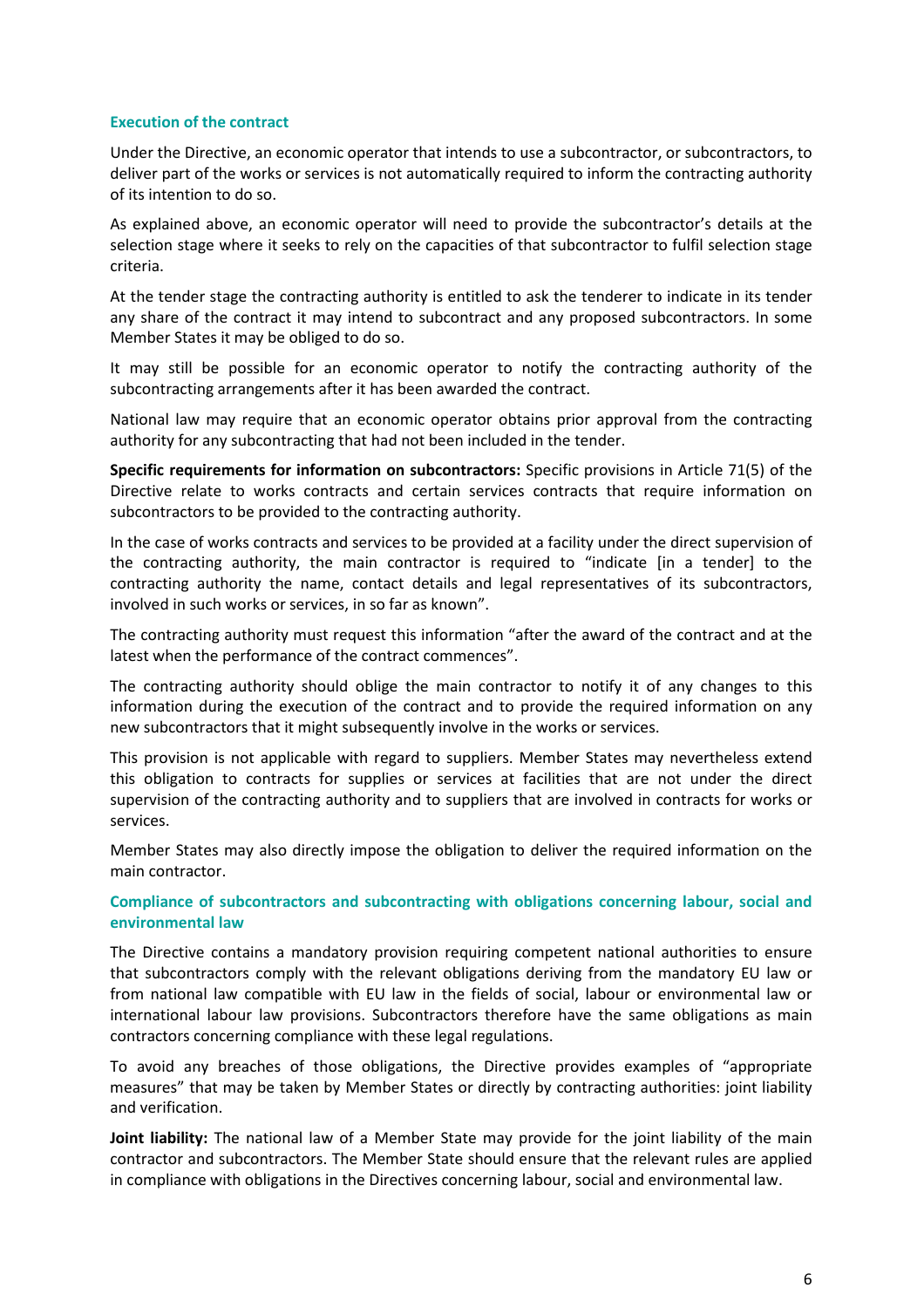### Execution of the contract

Under the Directive, an economic operator that intends to use a subcontractor, or subcontractors, to deliver part of the works or services is not automatically required to inform the contracting authority of its intention to do so.

As explained above, an economic operator will need to provide the subcontractor's details at the selection stage where it seeks to rely on the capacities of that subcontractor to fulfil selection stage criteria.

At the tender stage the contracting authority is entitled to ask the tenderer to indicate in its tender any share of the contract it may intend to subcontract and any proposed subcontractors. In some Member States it may be obliged to do so.

It may still be possible for an economic operator to notify the contracting authority of the subcontracting arrangements after it has been awarded the contract.

National law may require that an economic operator obtains prior approval from the contracting authority for any subcontracting that had not been included in the tender.

**Specific requirements for information on subcontractors:** Specific provisions in Article 71(5) of the Directive relate to works contracts and certain services contracts that require information on subcontractors to be provided to the contracting authority.

In the case of works contracts and services to be provided at a facility under the direct supervision of the contracting authority, the main contractor is required to "indicate [in a tender] to the contracting authority the name, contact details and legal representatives of its subcontractors, involved in such works or services, in so far as known".

The contracting authority must request this information "after the award of the contract and at the latest when the performance of the contract commences".

The contracting authority should oblige the main contractor to notify it of any changes to this information during the execution of the contract and to provide the required information on any new subcontractors that it might subsequently involve in the works or services.

This provision is not applicable with regard to suppliers. Member States may nevertheless extend this obligation to contracts for supplies or services at facilities that are not under the direct supervision of the contracting authority and to suppliers that are involved in contracts for works or services.

Member States may also directly impose the obligation to deliver the required information on the main contractor.

### Compliance of subcontractors and subcontracting with obligations concerning labour, social and environmental law

The Directive contains a mandatory provision requiring competent national authorities to ensure that subcontractors comply with the relevant obligations deriving from the mandatory EU law or from national law compatible with EU law in the fields of social, labour or environmental law or international labour law provisions. Subcontractors therefore have the same obligations as main contractors concerning compliance with these legal regulations.

To avoid any breaches of those obligations, the Directive provides examples of "appropriate measures" that may be taken by Member States or directly by contracting authorities: joint liability and verification.

**Joint liability:** The national law of a Member State may provide for the joint liability of the main contractor and subcontractors. The Member State should ensure that the relevant rules are applied in compliance with obligations in the Directives concerning labour, social and environmental law.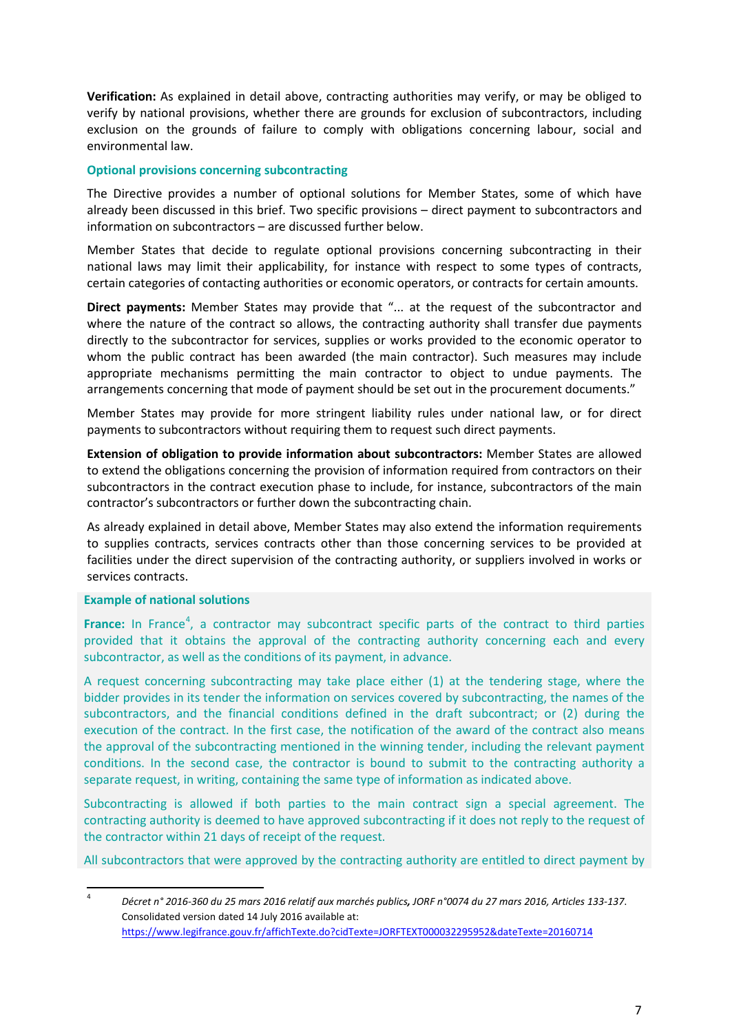**Verification:** As explained in detail above, contracting authorities may verify, or may be obliged to verify by national provisions, whether there are grounds for exclusion of subcontractors, including exclusion on the grounds of failure to comply with obligations concerning labour, social and environmental law.

### Optional provisions concerning subcontracting

The Directive provides a number of optional solutions for Member States, some of which have already been discussed in this brief. Two specific provisions – direct payment to subcontractors and information on subcontractors – are discussed further below.

Member States that decide to regulate optional provisions concerning subcontracting in their national laws may limit their applicability, for instance with respect to some types of contracts, certain categories of contacting authorities or economic operators, or contracts for certain amounts.

**Direct payments:** Member States may provide that "... at the request of the subcontractor and where the nature of the contract so allows, the contracting authority shall transfer due payments directly to the subcontractor for services, supplies or works provided to the economic operator to whom the public contract has been awarded (the main contractor). Such measures may include appropriate mechanisms permitting the main contractor to object to undue payments. The arrangements concerning that mode of payment should be set out in the procurement documents."

Member States may provide for more stringent liability rules under national law, or for direct payments to subcontractors without requiring them to request such direct payments.

**Extension of obligation to provide information about subcontractors:** Member States are allowed to extend the obligations concerning the provision of information required from contractors on their subcontractors in the contract execution phase to include, for instance, subcontractors of the main contractor's subcontractors or further down the subcontracting chain.

As already explained in detail above, Member States may also extend the information requirements to supplies contracts, services contracts other than those concerning services to be provided at facilities under the direct supervision of the contracting authority, or suppliers involved in works or services contracts.

### Example of national solutions

**France:** In France[4], a contractor may subcontract specific parts of the contract to third parties provided that it obtains the approval of the contracting authority concerning each and every subcontractor, as well as the conditions of its payment, in advance.

A request concerning subcontracting may take place either (1) at the tendering stage, where the bidder provides in its tender the information on services covered by subcontracting, the names of the subcontractors, and the financial conditions defined in the draft subcontract; or (2) during the execution of the contract. In the first case, the notification of the award of the contract also means the approval of the subcontracting mentioned in the winning tender, including the relevant payment conditions. In the second case, the contractor is bound to submit to the contracting authority a separate request, in writing, containing the same type of information as indicated above.

Subcontracting is allowed if both parties to the main contract sign a special agreement. The contracting authority is deemed to have approved subcontracting if it does not reply to the request of the contractor within 21 days of receipt of the request.

All subcontractors that were approved by the contracting authority are entitled to direct payment by

---

[4] *Décret n° 2016-360 du 25 mars 2016 relatif aux marchés publics, JORF n°0074 du 27 mars 2016, Articles 133-137.* Consolidated version dated 14 July 2016 available at: https://www.legifrance.gouv.fr/affichTexte.do?cidTexte=JORFTEXT000032295952&dateTexte=20160714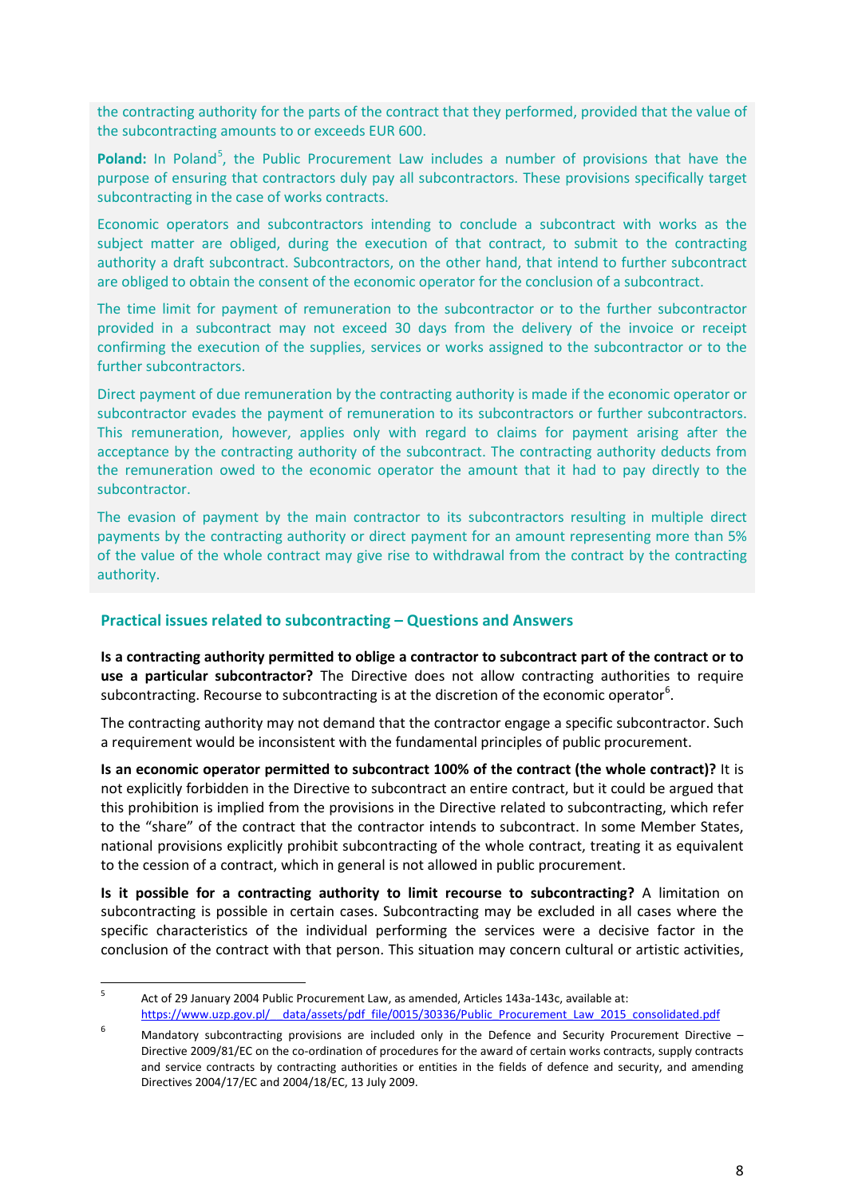the contracting authority for the parts of the contract that they performed, provided that the value of the subcontracting amounts to or exceeds EUR 600.

**Poland:** In Poland[5], the Public Procurement Law includes a number of provisions that have the purpose of ensuring that contractors duly pay all subcontractors. These provisions specifically target subcontracting in the case of works contracts.

Economic operators and subcontractors intending to conclude a subcontract with works as the subject matter are obliged, during the execution of that contract, to submit to the contracting authority a draft subcontract. Subcontractors, on the other hand, that intend to further subcontract are obliged to obtain the consent of the economic operator for the conclusion of a subcontract.

The time limit for payment of remuneration to the subcontractor or to the further subcontractor provided in a subcontract may not exceed 30 days from the delivery of the invoice or receipt confirming the execution of the supplies, services or works assigned to the subcontractor or to the further subcontractors.

Direct payment of due remuneration by the contracting authority is made if the economic operator or subcontractor evades the payment of remuneration to its subcontractors or further subcontractors. This remuneration, however, applies only with regard to claims for payment arising after the acceptance by the contracting authority of the subcontract. The contracting authority deducts from the remuneration owed to the economic operator the amount that it had to pay directly to the subcontractor.

The evasion of payment by the main contractor to its subcontractors resulting in multiple direct payments by the contracting authority or direct payment for an amount representing more than 5% of the value of the whole contract may give rise to withdrawal from the contract by the contracting authority.

### Practical issues related to subcontracting – Questions and Answers

**Is a contracting authority permitted to oblige a contractor to subcontract part of the contract or to use a particular subcontractor?** The Directive does not allow contracting authorities to require subcontracting. Recourse to subcontracting is at the discretion of the economic operator[6].

The contracting authority may not demand that the contractor engage a specific subcontractor. Such a requirement would be inconsistent with the fundamental principles of public procurement.

**Is an economic operator permitted to subcontract 100% of the contract (the whole contract)?** It is not explicitly forbidden in the Directive to subcontract an entire contract, but it could be argued that this prohibition is implied from the provisions in the Directive related to subcontracting, which refer to the "share" of the contract that the contractor intends to subcontract. In some Member States, national provisions explicitly prohibit subcontracting of the whole contract, treating it as equivalent to the cession of a contract, which in general is not allowed in public procurement.

**Is it possible for a contracting authority to limit recourse to subcontracting?** A limitation on subcontracting is possible in certain cases. Subcontracting may be excluded in all cases where the specific characteristics of the individual performing the services were a decisive factor in the conclusion of the contract with that person. This situation may concern cultural or artistic activities,

---

[5] Act of 29 January 2004 Public Procurement Law, as amended, Articles 143a-143c, available at: https://www.uzp.gov.pl/__data/assets/pdf_file/0015/30336/Public_Procurement_Law_2015_consolidated.pdf

[6] Mandatory subcontracting provisions are included only in the Defence and Security Procurement Directive – Directive 2009/81/EC on the co-ordination of procedures for the award of certain works contracts, supply contracts and service contracts by contracting authorities or entities in the fields of defence and security, and amending Directives 2004/17/EC and 2004/18/EC, 13 July 2009.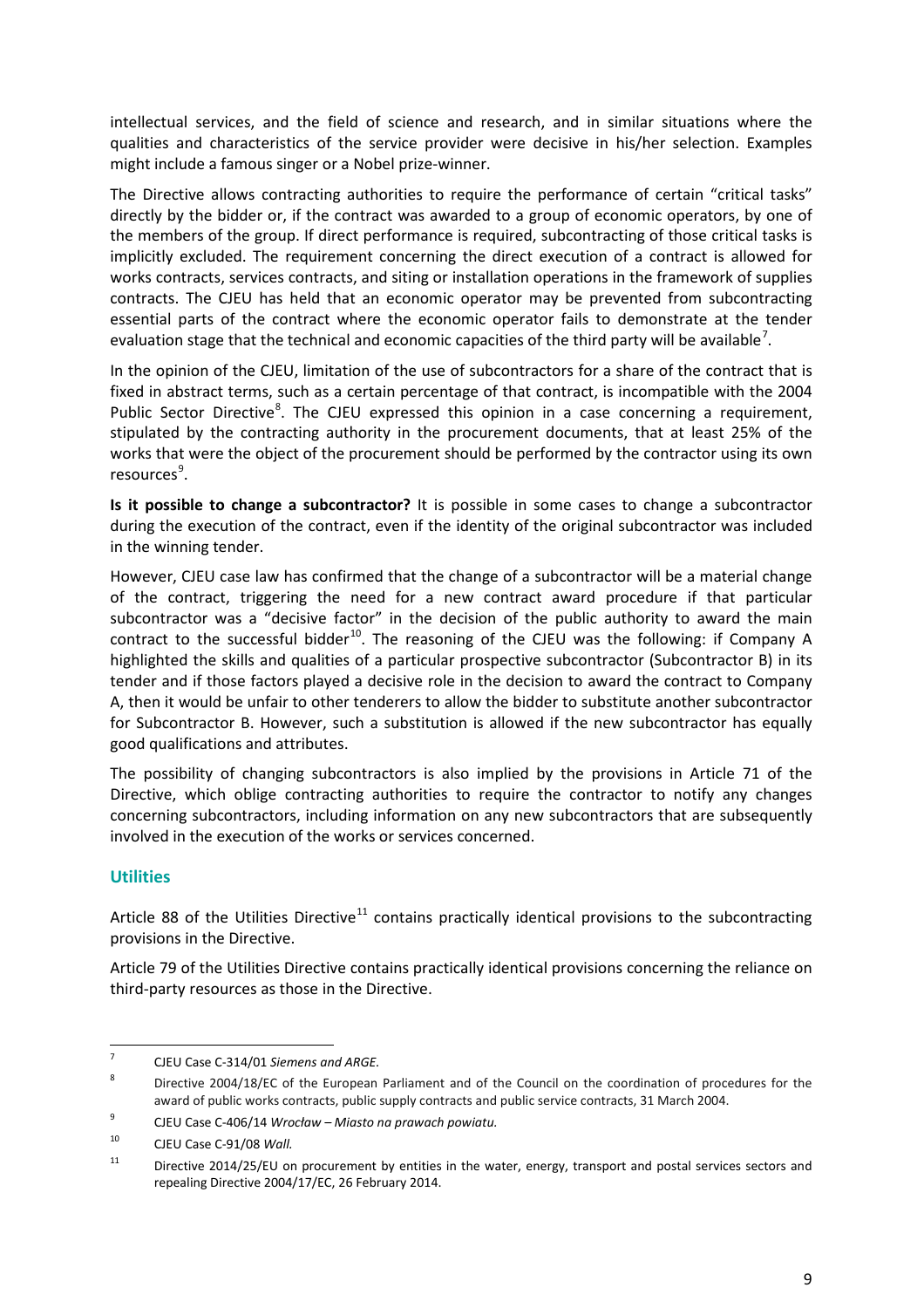intellectual services, and the field of science and research, and in similar situations where the qualities and characteristics of the service provider were decisive in his/her selection. Examples might include a famous singer or a Nobel prize-winner.

The Directive allows contracting authorities to require the performance of certain "critical tasks" directly by the bidder or, if the contract was awarded to a group of economic operators, by one of the members of the group. If direct performance is required, subcontracting of those critical tasks is implicitly excluded. The requirement concerning the direct execution of a contract is allowed for works contracts, services contracts, and siting or installation operations in the framework of supplies contracts. The CJEU has held that an economic operator may be prevented from subcontracting essential parts of the contract where the economic operator fails to demonstrate at the tender evaluation stage that the technical and economic capacities of the third party will be available[7].

In the opinion of the CJEU, limitation of the use of subcontractors for a share of the contract that is fixed in abstract terms, such as a certain percentage of that contract, is incompatible with the 2004 Public Sector Directive[8]. The CJEU expressed this opinion in a case concerning a requirement, stipulated by the contracting authority in the procurement documents, that at least 25% of the works that were the object of the procurement should be performed by the contractor using its own resources[9].

**Is it possible to change a subcontractor?** It is possible in some cases to change a subcontractor during the execution of the contract, even if the identity of the original subcontractor was included in the winning tender.

However, CJEU case law has confirmed that the change of a subcontractor will be a material change of the contract, triggering the need for a new contract award procedure if that particular subcontractor was a "decisive factor" in the decision of the public authority to award the main contract to the successful bidder[10]. The reasoning of the CJEU was the following: if Company A highlighted the skills and qualities of a particular prospective subcontractor (Subcontractor B) in its tender and if those factors played a decisive role in the decision to award the contract to Company A, then it would be unfair to other tenderers to allow the bidder to substitute another subcontractor for Subcontractor B. However, such a substitution is allowed if the new subcontractor has equally good qualifications and attributes.

The possibility of changing subcontractors is also implied by the provisions in Article 71 of the Directive, which oblige contracting authorities to require the contractor to notify any changes concerning subcontractors, including information on any new subcontractors that are subsequently involved in the execution of the works or services concerned.

### Utilities

Article 88 of the Utilities Directive[11] contains practically identical provisions to the subcontracting provisions in the Directive.

Article 79 of the Utilities Directive contains practically identical provisions concerning the reliance on third-party resources as those in the Directive.

---

[7] CJEU Case C-314/01 *Siemens and ARGE.*

[8] Directive 2004/18/EC of the European Parliament and of the Council on the coordination of procedures for the award of public works contracts, public supply contracts and public service contracts, 31 March 2004.

[9] CJEU Case C-406/14 *Wrocław – Miasto na prawach powiatu.*

[10] CJEU Case C-91/08 *Wall.*

[11] Directive 2014/25/EU on procurement by entities in the water, energy, transport and postal services sectors and repealing Directive 2004/17/EC, 26 February 2014.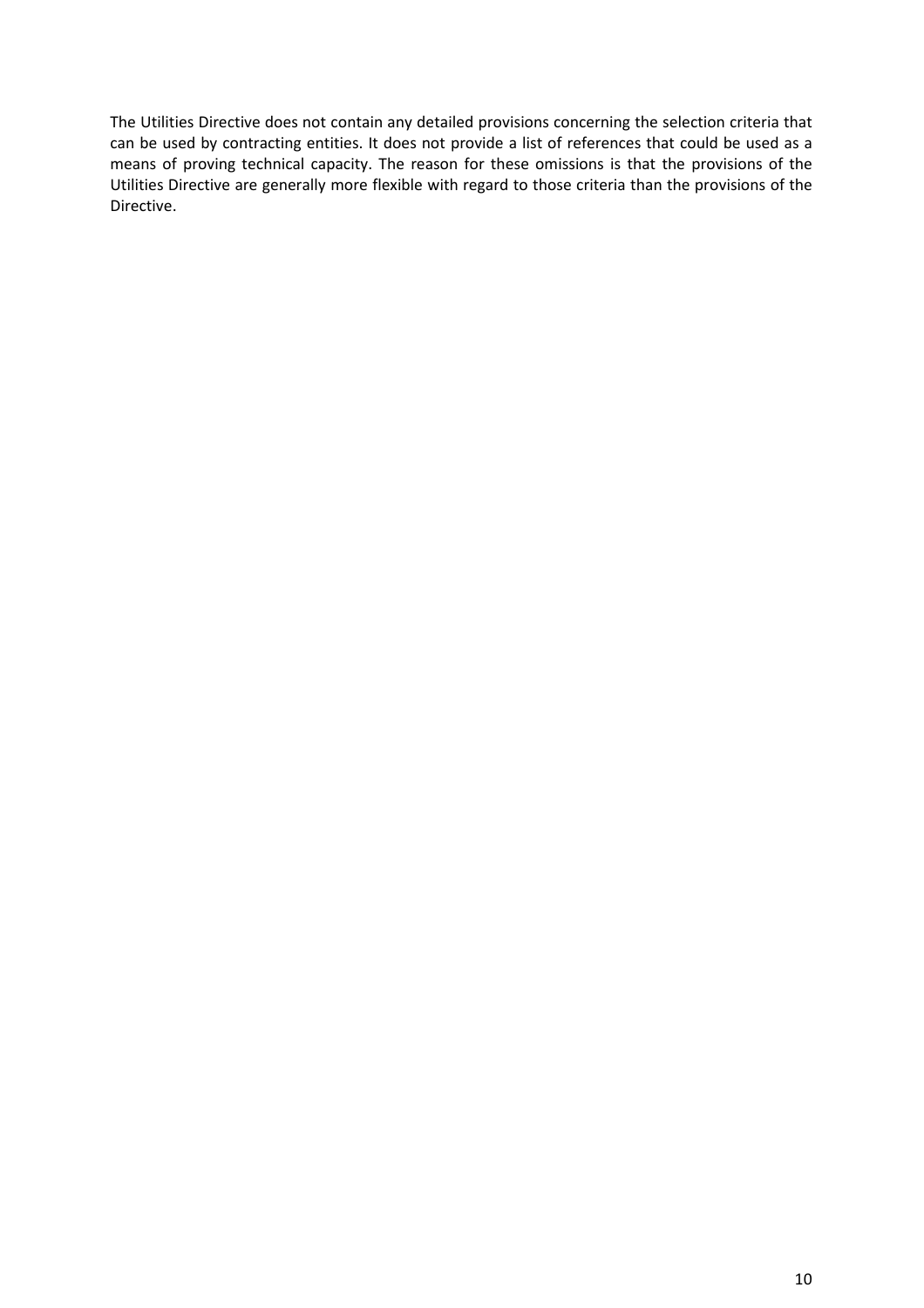The Utilities Directive does not contain any detailed provisions concerning the selection criteria that can be used by contracting entities. It does not provide a list of references that could be used as a means of proving technical capacity. The reason for these omissions is that the provisions of the Utilities Directive are generally more flexible with regard to those criteria than the provisions of the Directive.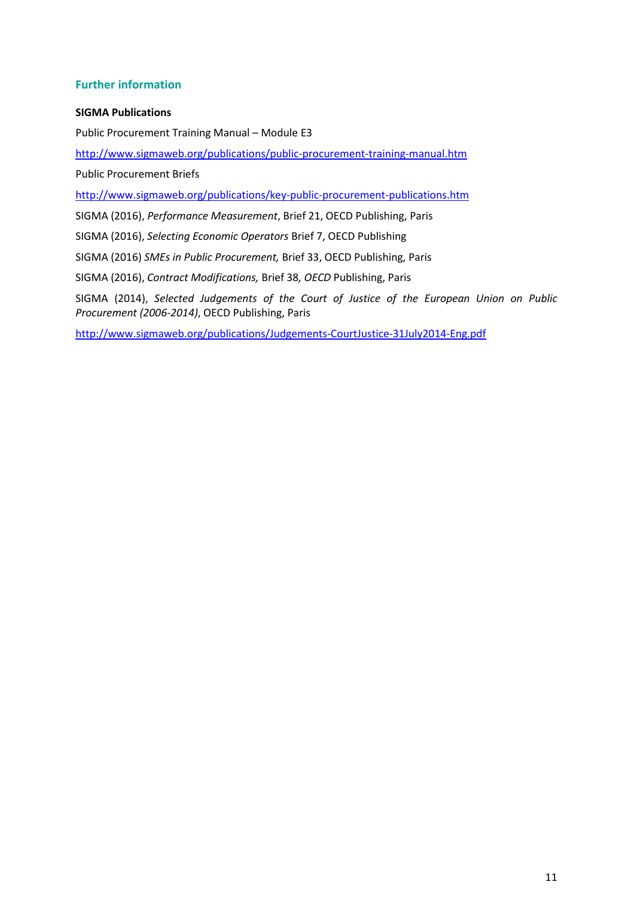## Further information

**SIGMA Publications**

Public Procurement Training Manual – Module E3

http://www.sigmaweb.org/publications/public-procurement-training-manual.htm

Public Procurement Briefs

http://www.sigmaweb.org/publications/key-public-procurement-publications.htm

SIGMA (2016), *Performance Measurement*, Brief 21, OECD Publishing, Paris

SIGMA (2016), *Selecting Economic Operators* Brief 7, OECD Publishing

SIGMA (2016) *SMEs in Public Procurement,* Brief 33, OECD Publishing, Paris

SIGMA (2016), *Contract Modifications,* Brief 38*, OECD* Publishing, Paris

SIGMA (2014), *Selected Judgements of the Court of Justice of the European Union on Public Procurement (2006-2014)*, OECD Publishing, Paris

http://www.sigmaweb.org/publications/Judgements-CourtJustice-31July2014-Eng.pdf